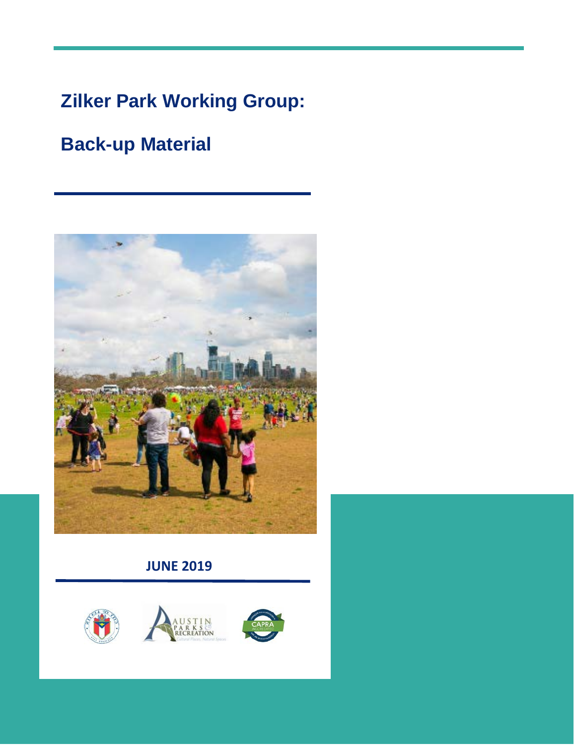# Zilker Park Working Group:

# Back-up Material

**JUNE 2019**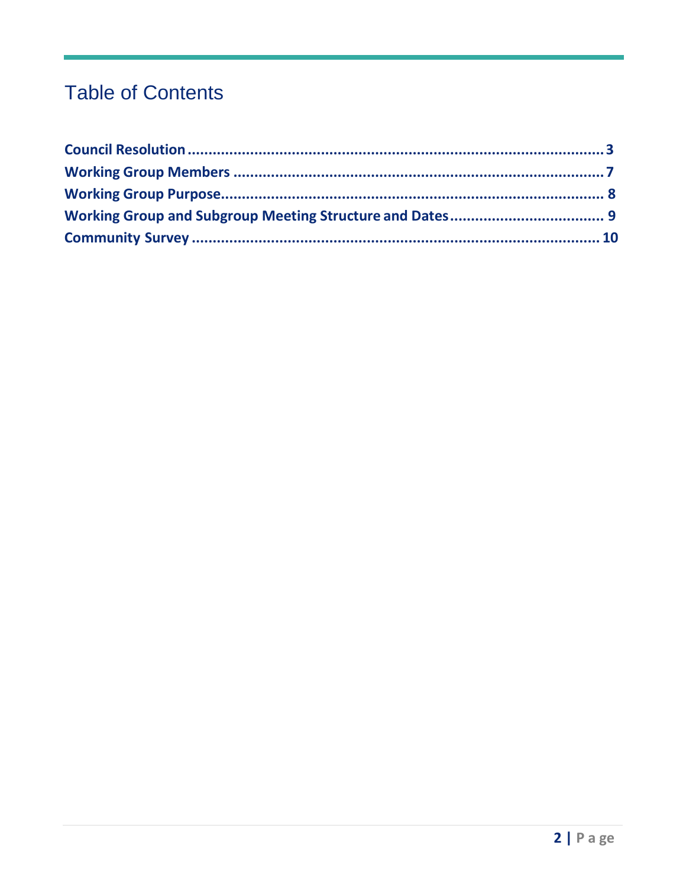# Table of Contents

**Council Resolution** .......................................................................................... **3**
**Working Group Members** .......................................................................................... **7**
**Working Group Purpose** .......................................................................................... **8**
**Working Group and Subgroup Meeting Structure and Dates** .................................... **9**
**Community Survey** .......................................................................................... **10**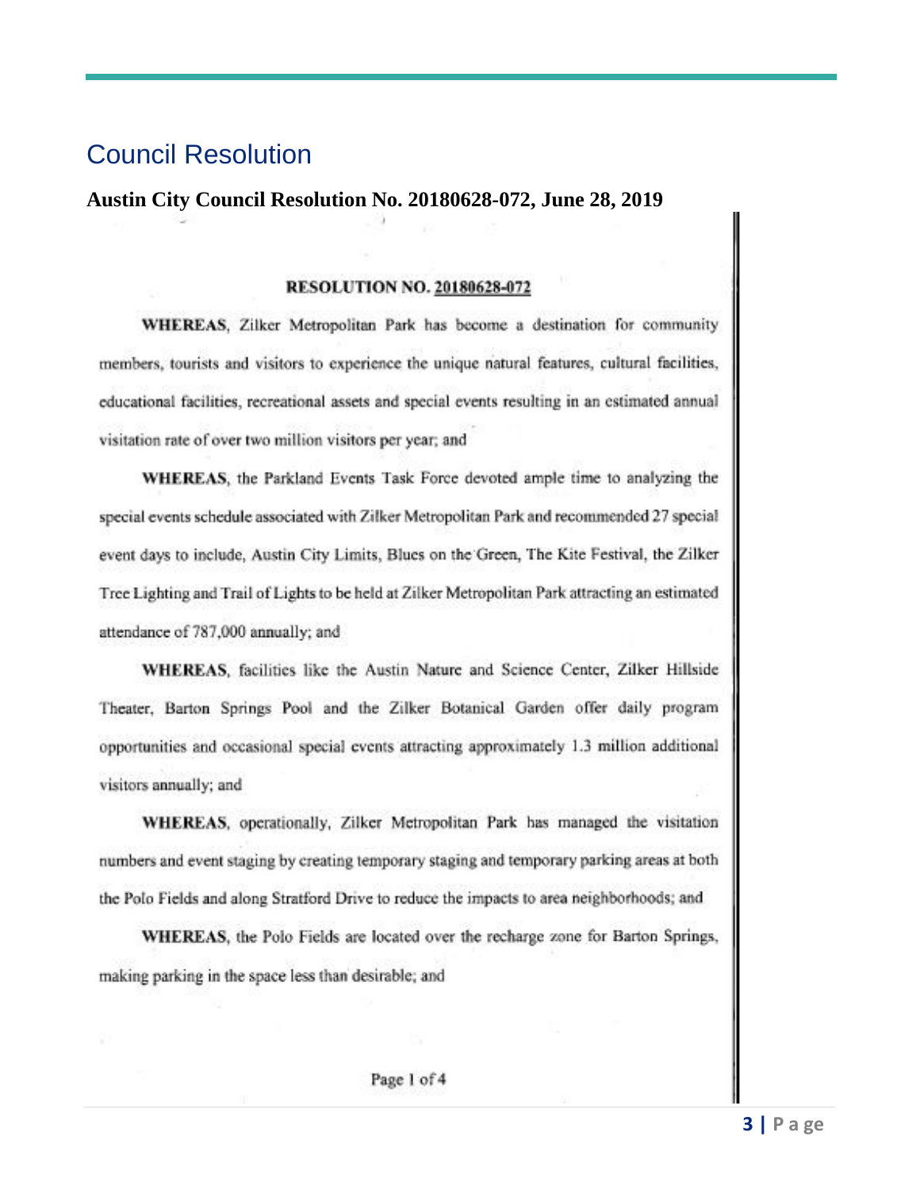# Council Resolution

## Austin City Council Resolution No. 20180628-072, June 28, 2019

**RESOLUTION NO. 20180628-072**

**WHEREAS**, Zilker Metropolitan Park has become a destination for community members, tourists and visitors to experience the unique natural features, cultural facilities, educational facilities, recreational assets and special events resulting in an estimated annual visitation rate of over two million visitors per year; and

**WHEREAS**, the Parkland Events Task Force devoted ample time to analyzing the special events schedule associated with Zilker Metropolitan Park and recommended 27 special event days to include, Austin City Limits, Blues on the Green, The Kite Festival, the Zilker Tree Lighting and Trail of Lights to be held at Zilker Metropolitan Park attracting an estimated attendance of 787,000 annually; and

**WHEREAS**, facilities like the Austin Nature and Science Center, Zilker Hillside Theater, Barton Springs Pool and the Zilker Botanical Garden offer daily program opportunities and occasional special events attracting approximately 1.3 million additional visitors annually; and

**WHEREAS**, operationally, Zilker Metropolitan Park has managed the visitation numbers and event staging by creating temporary staging and temporary parking areas at both the Polo Fields and along Stratford Drive to reduce the impacts to area neighborhoods; and

**WHEREAS**, the Polo Fields are located over the recharge zone for Barton Springs, making parking in the space less than desirable; and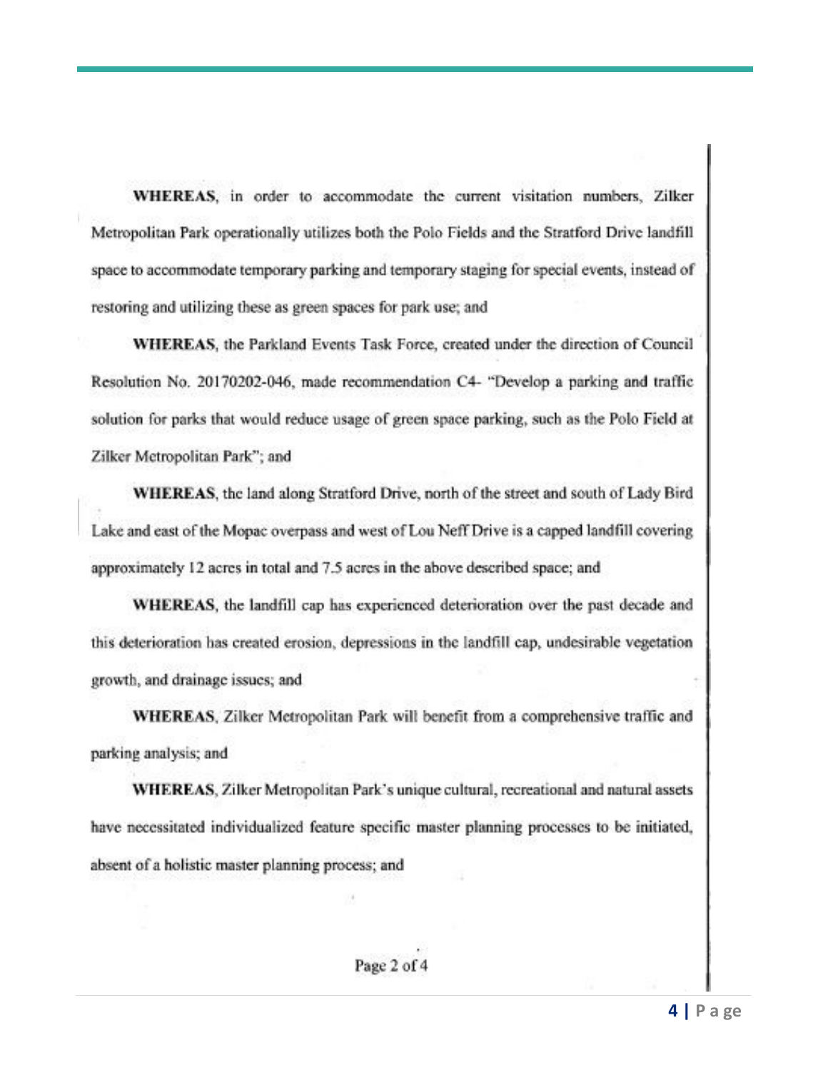**WHEREAS**, in order to accommodate the current visitation numbers, Zilker Metropolitan Park operationally utilizes both the Polo Fields and the Stratford Drive landfill space to accommodate temporary parking and temporary staging for special events, instead of restoring and utilizing these as green spaces for park use; and

**WHEREAS**, the Parkland Events Task Force, created under the direction of Council Resolution No. 20170202-046, made recommendation C4- "Develop a parking and traffic solution for parks that would reduce usage of green space parking, such as the Polo Field at Zilker Metropolitan Park"; and

**WHEREAS**, the land along Stratford Drive, north of the street and south of Lady Bird Lake and east of the Mopac overpass and west of Lou Neff Drive is a capped landfill covering approximately 12 acres in total and 7.5 acres in the above described space; and

**WHEREAS**, the landfill cap has experienced deterioration over the past decade and this deterioration has created erosion, depressions in the landfill cap, undesirable vegetation growth, and drainage issues; and

**WHEREAS**, Zilker Metropolitan Park will benefit from a comprehensive traffic and parking analysis; and

**WHEREAS**, Zilker Metropolitan Park's unique cultural, recreational and natural assets have necessitated individualized feature specific master planning processes to be initiated, absent of a holistic master planning process; and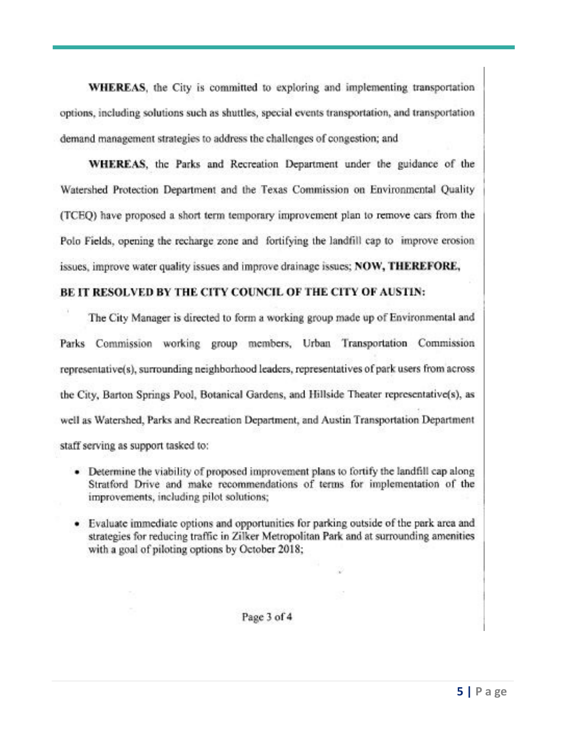**WHEREAS**, the City is committed to exploring and implementing transportation options, including solutions such as shuttles, special events transportation, and transportation demand management strategies to address the challenges of congestion; and

**WHEREAS**, the Parks and Recreation Department under the guidance of the Watershed Protection Department and the Texas Commission on Environmental Quality (TCEQ) have proposed a short term temporary improvement plan to remove cars from the Polo Fields, opening the recharge zone and fortifying the landfill cap to improve erosion issues, improve water quality issues and improve drainage issues; **NOW, THEREFORE,**

**BE IT RESOLVED BY THE CITY COUNCIL OF THE CITY OF AUSTIN:**

The City Manager is directed to form a working group made up of Environmental and Parks Commission working group members, Urban Transportation Commission representative(s), surrounding neighborhood leaders, representatives of park users from across the City, Barton Springs Pool, Botanical Gardens, and Hillside Theater representative(s), as well as Watershed, Parks and Recreation Department, and Austin Transportation Department staff serving as support tasked to:

- Determine the viability of proposed improvement plans to fortify the landfill cap along Stratford Drive and make recommendations of terms for implementation of the improvements, including pilot solutions;
- Evaluate immediate options and opportunities for parking outside of the park area and strategies for reducing traffic in Zilker Metropolitan Park and at surrounding amenities with a goal of piloting options by October 2018;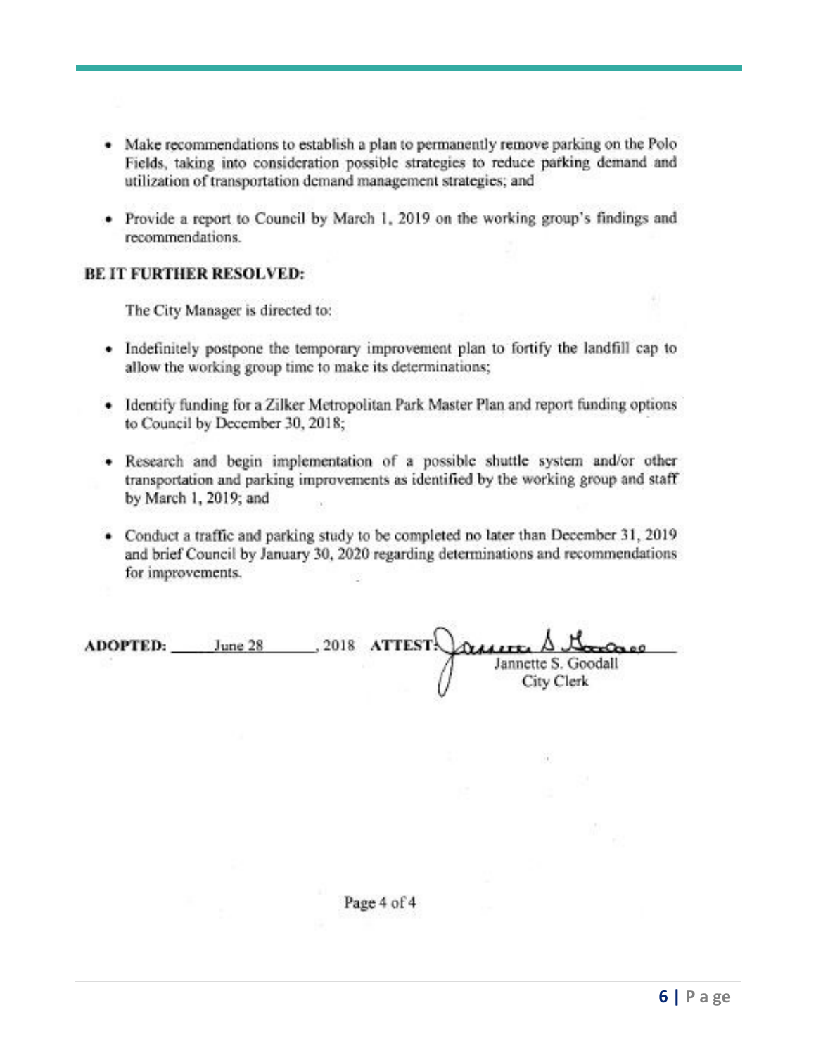- Make recommendations to establish a plan to permanently remove parking on the Polo Fields, taking into consideration possible strategies to reduce parking demand and utilization of transportation demand management strategies; and
- Provide a report to Council by March 1, 2019 on the working group's findings and recommendations.

**BE IT FURTHER RESOLVED:**

The City Manager is directed to:

- Indefinitely postpone the temporary improvement plan to fortify the landfill cap to allow the working group time to make its determinations;
- Identify funding for a Zilker Metropolitan Park Master Plan and report funding options to Council by December 30, 2018;
- Research and begin implementation of a possible shuttle system and/or other transportation and parking improvements as identified by the working group and staff by March 1, 2019; and
- Conduct a traffic and parking study to be completed no later than December 31, 2019 and brief Council by January 30, 2020 regarding determinations and recommendations for improvements.

**ADOPTED:** June 28, 2018 **ATTEST:** Jannette S. Goodall
City Clerk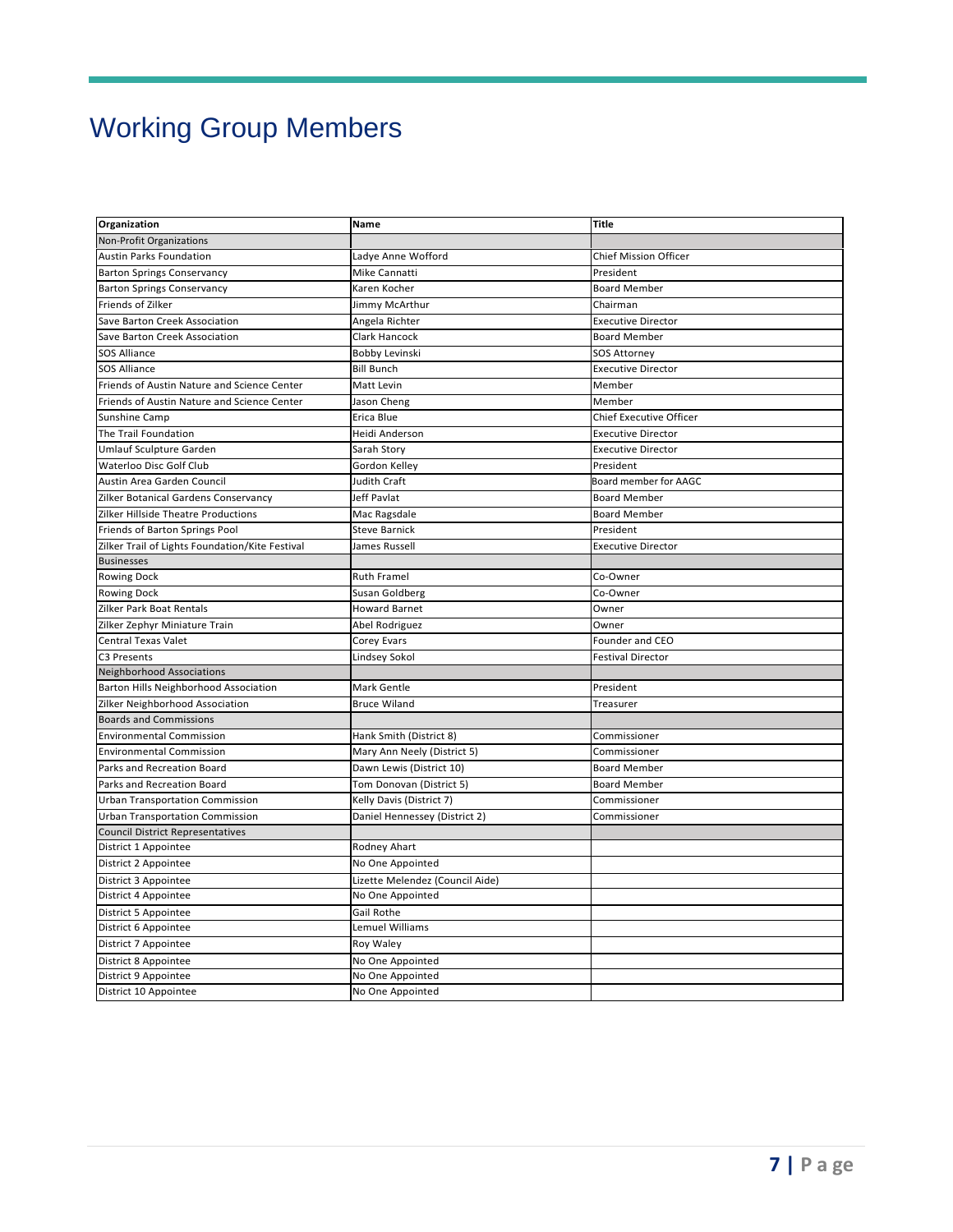# Working Group Members

| Organization | Name | Title |
|---|---|---|
| Non-Profit Organizations | | |
| Austin Parks Foundation | Ladye Anne Wofford | Chief Mission Officer |
| Barton Springs Conservancy | Mike Cannatti | President |
| Barton Springs Conservancy | Karen Kocher | Board Member |
| Friends of Zilker | Jimmy McArthur | Chairman |
| Save Barton Creek Association | Angela Richter | Executive Director |
| Save Barton Creek Association | Clark Hancock | Board Member |
| SOS Alliance | Bobby Levinski | SOS Attorney |
| SOS Alliance | Bill Bunch | Executive Director |
| Friends of Austin Nature and Science Center | Matt Levin | Member |
| Friends of Austin Nature and Science Center | Jason Cheng | Member |
| Sunshine Camp | Erica Blue | Chief Executive Officer |
| The Trail Foundation | Heidi Anderson | Executive Director |
| Umlauf Sculpture Garden | Sarah Story | Executive Director |
| Waterloo Disc Golf Club | Gordon Kelley | President |
| Austin Area Garden Council | Judith Craft | Board member for AAGC |
| Zilker Botanical Gardens Conservancy | Jeff Pavlat | Board Member |
| Zilker Hillside Theatre Productions | Mac Ragsdale | Board Member |
| Friends of Barton Springs Pool | Steve Barnick | President |
| Zilker Trail of Lights Foundation/Kite Festival | James Russell | Executive Director |
| Businesses | | |
| Rowing Dock | Ruth Framel | Co-Owner |
| Rowing Dock | Susan Goldberg | Co-Owner |
| Zilker Park Boat Rentals | Howard Barnet | Owner |
| Zilker Zephyr Miniature Train | Abel Rodriguez | Owner |
| Central Texas Valet | Corey Evars | Founder and CEO |
| C3 Presents | Lindsey Sokol | Festival Director |
| Neighborhood Associations | | |
| Barton Hills Neighborhood Association | Mark Gentle | President |
| Zilker Neighborhood Association | Bruce Wiland | Treasurer |
| Boards and Commissions | | |
| Environmental Commission | Hank Smith (District 8) | Commissioner |
| Environmental Commission | Mary Ann Neely (District 5) | Commissioner |
| Parks and Recreation Board | Dawn Lewis (District 10) | Board Member |
| Parks and Recreation Board | Tom Donovan (District 5) | Board Member |
| Urban Transportation Commission | Kelly Davis (District 7) | Commissioner |
| Urban Transportation Commission | Daniel Hennessey (District 2) | Commissioner |
| Council District Representatives | | |
| District 1 Appointee | Rodney Ahart | |
| District 2 Appointee | No One Appointed | |
| District 3 Appointee | Lizette Melendez (Council Aide) | |
| District 4 Appointee | No One Appointed | |
| District 5 Appointee | Gail Rothe | |
| District 6 Appointee | Lemuel Williams | |
| District 7 Appointee | Roy Waley | |
| District 8 Appointee | No One Appointed | |
| District 9 Appointee | No One Appointed | |
| District 10 Appointee | No One Appointed | |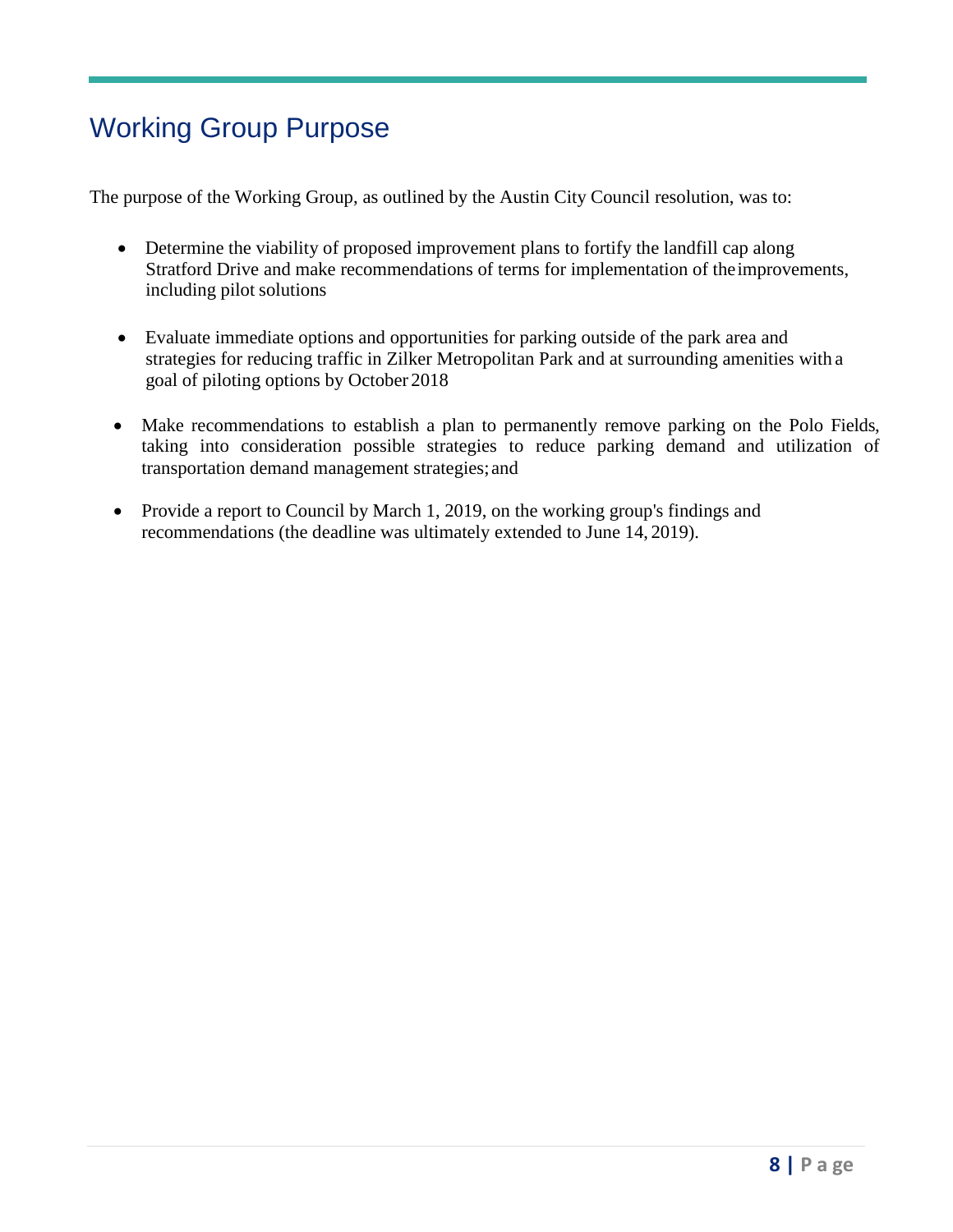## Working Group Purpose

The purpose of the Working Group, as outlined by the Austin City Council resolution, was to:

- Determine the viability of proposed improvement plans to fortify the landfill cap along Stratford Drive and make recommendations of terms for implementation of the improvements, including pilot solutions
- Evaluate immediate options and opportunities for parking outside of the park area and strategies for reducing traffic in Zilker Metropolitan Park and at surrounding amenities with a goal of piloting options by October 2018
- Make recommendations to establish a plan to permanently remove parking on the Polo Fields, taking into consideration possible strategies to reduce parking demand and utilization of transportation demand management strategies; and
- Provide a report to Council by March 1, 2019, on the working group's findings and recommendations (the deadline was ultimately extended to June 14, 2019).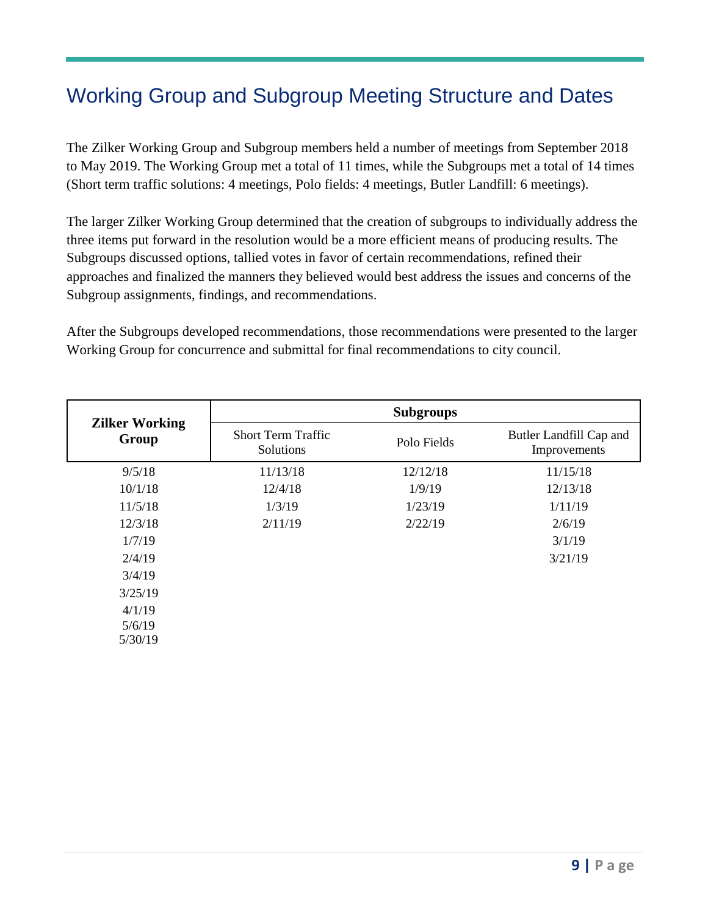## Working Group and Subgroup Meeting Structure and Dates

The Zilker Working Group and Subgroup members held a number of meetings from September 2018 to May 2019. The Working Group met a total of 11 times, while the Subgroups met a total of 14 times (Short term traffic solutions: 4 meetings, Polo fields: 4 meetings, Butler Landfill: 6 meetings).

The larger Zilker Working Group determined that the creation of subgroups to individually address the three items put forward in the resolution would be a more efficient means of producing results. The Subgroups discussed options, tallied votes in favor of certain recommendations, refined their approaches and finalized the manners they believed would best address the issues and concerns of the Subgroup assignments, findings, and recommendations.

After the Subgroups developed recommendations, those recommendations were presented to the larger Working Group for concurrence and submittal for final recommendations to city council.

| **Zilker Working Group** | **Subgroups** | | |
|---|---|---|---|
| | Short Term Traffic Solutions | Polo Fields | Butler Landfill Cap and Improvements |
| 9/5/18 | 11/13/18 | 12/12/18 | 11/15/18 |
| 10/1/18 | 12/4/18 | 1/9/19 | 12/13/18 |
| 11/5/18 | 1/3/19 | 1/23/19 | 1/11/19 |
| 12/3/18 | 2/11/19 | 2/22/19 | 2/6/19 |
| 1/7/19 | | | 3/1/19 |
| 2/4/19 | | | 3/21/19 |
| 3/4/19 | | | |
| 3/25/19 | | | |
| 4/1/19 | | | |
| 5/6/19 | | | |
| 5/30/19 | | | |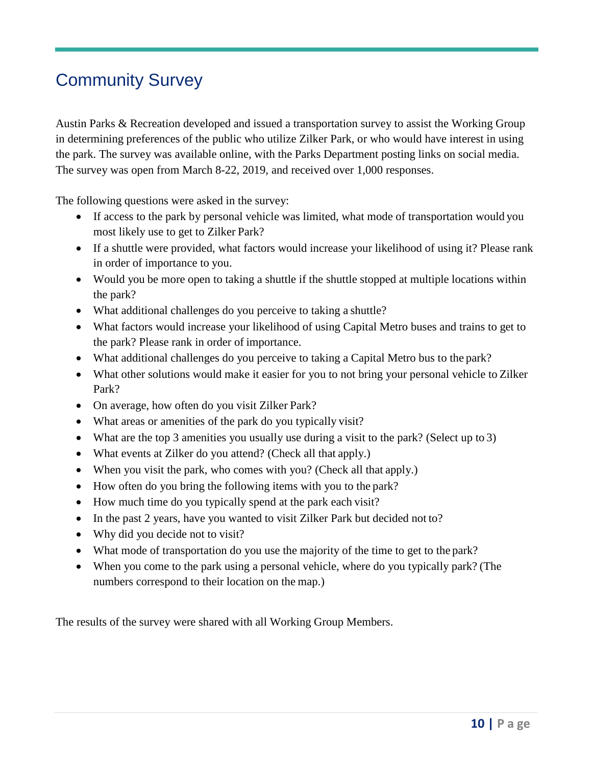# Community Survey

Austin Parks & Recreation developed and issued a transportation survey to assist the Working Group in determining preferences of the public who utilize Zilker Park, or who would have interest in using the park. The survey was available online, with the Parks Department posting links on social media. The survey was open from March 8-22, 2019, and received over 1,000 responses.

The following questions were asked in the survey:

- If access to the park by personal vehicle was limited, what mode of transportation would you most likely use to get to Zilker Park?
- If a shuttle were provided, what factors would increase your likelihood of using it? Please rank in order of importance to you.
- Would you be more open to taking a shuttle if the shuttle stopped at multiple locations within the park?
- What additional challenges do you perceive to taking a shuttle?
- What factors would increase your likelihood of using Capital Metro buses and trains to get to the park? Please rank in order of importance.
- What additional challenges do you perceive to taking a Capital Metro bus to the park?
- What other solutions would make it easier for you to not bring your personal vehicle to Zilker Park?
- On average, how often do you visit Zilker Park?
- What areas or amenities of the park do you typically visit?
- What are the top 3 amenities you usually use during a visit to the park? (Select up to 3)
- What events at Zilker do you attend? (Check all that apply.)
- When you visit the park, who comes with you? (Check all that apply.)
- How often do you bring the following items with you to the park?
- How much time do you typically spend at the park each visit?
- In the past 2 years, have you wanted to visit Zilker Park but decided not to?
- Why did you decide not to visit?
- What mode of transportation do you use the majority of the time to get to the park?
- When you come to the park using a personal vehicle, where do you typically park? (The numbers correspond to their location on the map.)

The results of the survey were shared with all Working Group Members.